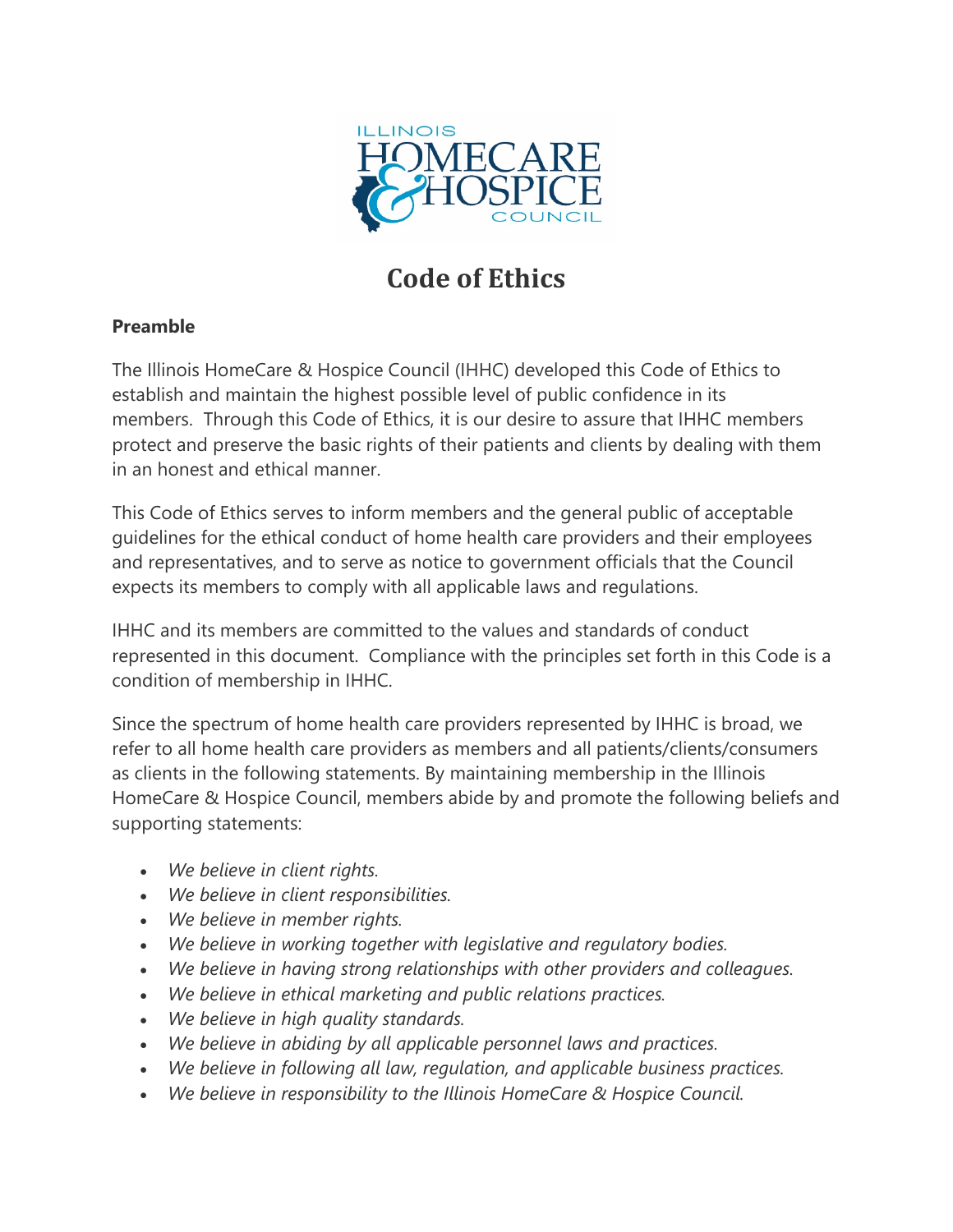# Code of Ethics

## Preamble

The Illinois HomeCare & Hospice Council (IHHC) developed this Code of Ethics to establish and maintain the highest possible level of public confidence in its members. Through this Code of Ethics, it is our desire to assure that IHHC members protect and preserve the basic rights of their patients and clients by dealing with them in an honest and ethical manner.

This Code of Ethics serves to inform members and the general public of acceptable guidelines for the ethical conduct of home health care providers and their employees and representatives, and to serve as notice to government officials that the Council expects its members to comply with all applicable laws and regulations.

IHHC and its members are committed to the values and standards of conduct represented in this document. Compliance with the principles set forth in this Code is a condition of membership in IHHC.

Since the spectrum of home health care providers represented by IHHC is broad, we refer to all home health care providers as members and all patients/clients/consumers as clients in the following statements. By maintaining membership in the Illinois HomeCare & Hospice Council, members abide by and promote the following beliefs and supporting statements:

- *We believe in client rights.*
- *We believe in client responsibilities.*
- *We believe in member rights.*
- *We believe in working together with legislative and regulatory bodies.*
- *We believe in having strong relationships with other providers and colleagues.*
- *We believe in ethical marketing and public relations practices.*
- *We believe in high quality standards.*
- *We believe in abiding by all applicable personnel laws and practices.*
- *We believe in following all law, regulation, and applicable business practices.*
- *We believe in responsibility to the Illinois HomeCare & Hospice Council.*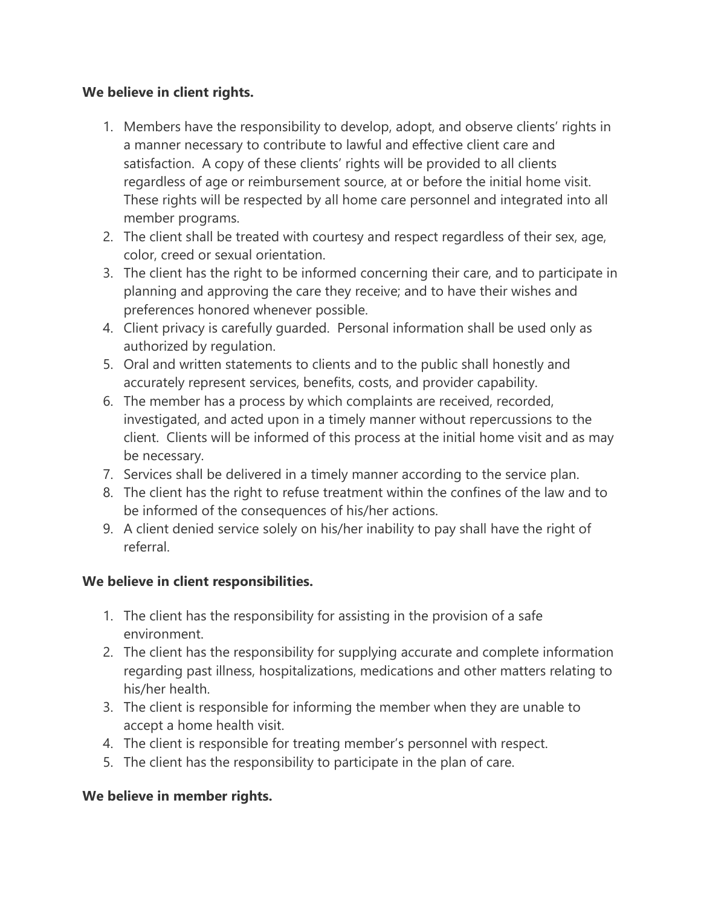**We believe in client rights.**

1. Members have the responsibility to develop, adopt, and observe clients' rights in a manner necessary to contribute to lawful and effective client care and satisfaction. A copy of these clients' rights will be provided to all clients regardless of age or reimbursement source, at or before the initial home visit. These rights will be respected by all home care personnel and integrated into all member programs.
2. The client shall be treated with courtesy and respect regardless of their sex, age, color, creed or sexual orientation.
3. The client has the right to be informed concerning their care, and to participate in planning and approving the care they receive; and to have their wishes and preferences honored whenever possible.
4. Client privacy is carefully guarded. Personal information shall be used only as authorized by regulation.
5. Oral and written statements to clients and to the public shall honestly and accurately represent services, benefits, costs, and provider capability.
6. The member has a process by which complaints are received, recorded, investigated, and acted upon in a timely manner without repercussions to the client. Clients will be informed of this process at the initial home visit and as may be necessary.
7. Services shall be delivered in a timely manner according to the service plan.
8. The client has the right to refuse treatment within the confines of the law and to be informed of the consequences of his/her actions.
9. A client denied service solely on his/her inability to pay shall have the right of referral.

**We believe in client responsibilities.**

1. The client has the responsibility for assisting in the provision of a safe environment.
2. The client has the responsibility for supplying accurate and complete information regarding past illness, hospitalizations, medications and other matters relating to his/her health.
3. The client is responsible for informing the member when they are unable to accept a home health visit.
4. The client is responsible for treating member's personnel with respect.
5. The client has the responsibility to participate in the plan of care.

**We believe in member rights.**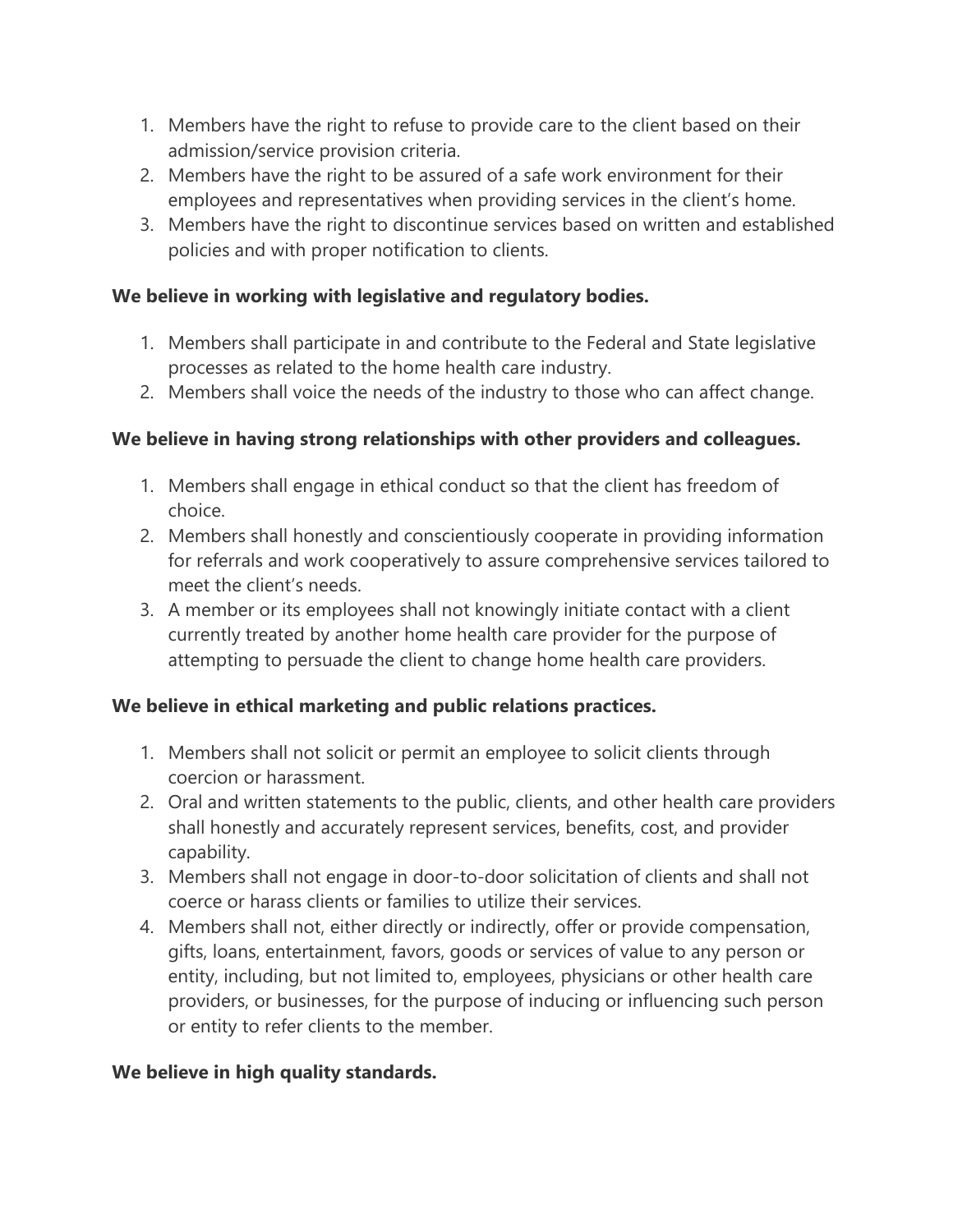1. Members have the right to refuse to provide care to the client based on their admission/service provision criteria.
2. Members have the right to be assured of a safe work environment for their employees and representatives when providing services in the client's home.
3. Members have the right to discontinue services based on written and established policies and with proper notification to clients.

**We believe in working with legislative and regulatory bodies.**

1. Members shall participate in and contribute to the Federal and State legislative processes as related to the home health care industry.
2. Members shall voice the needs of the industry to those who can affect change.

**We believe in having strong relationships with other providers and colleagues.**

1. Members shall engage in ethical conduct so that the client has freedom of choice.
2. Members shall honestly and conscientiously cooperate in providing information for referrals and work cooperatively to assure comprehensive services tailored to meet the client's needs.
3. A member or its employees shall not knowingly initiate contact with a client currently treated by another home health care provider for the purpose of attempting to persuade the client to change home health care providers.

**We believe in ethical marketing and public relations practices.**

1. Members shall not solicit or permit an employee to solicit clients through coercion or harassment.
2. Oral and written statements to the public, clients, and other health care providers shall honestly and accurately represent services, benefits, cost, and provider capability.
3. Members shall not engage in door-to-door solicitation of clients and shall not coerce or harass clients or families to utilize their services.
4. Members shall not, either directly or indirectly, offer or provide compensation, gifts, loans, entertainment, favors, goods or services of value to any person or entity, including, but not limited to, employees, physicians or other health care providers, or businesses, for the purpose of inducing or influencing such person or entity to refer clients to the member.

**We believe in high quality standards.**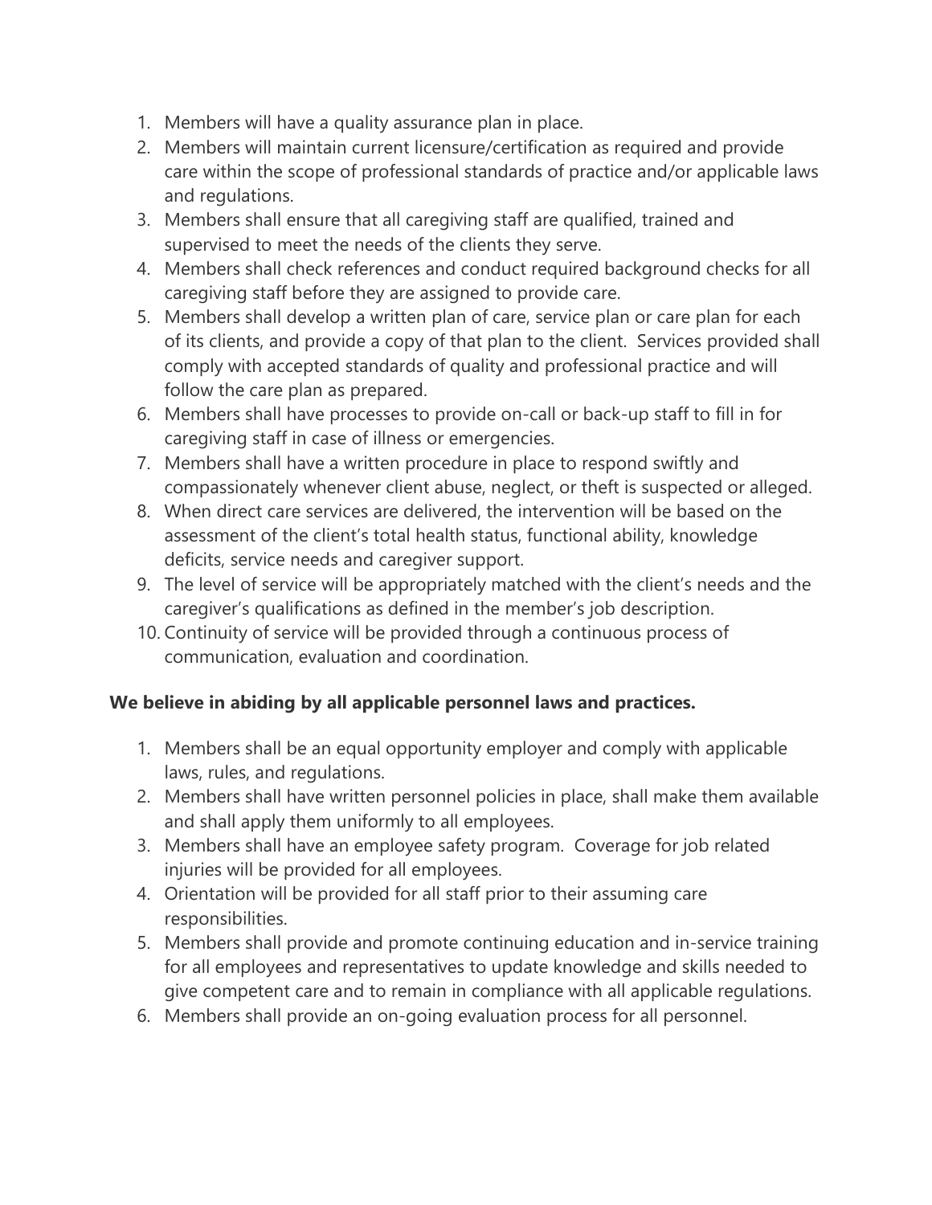1. Members will have a quality assurance plan in place.
2. Members will maintain current licensure/certification as required and provide care within the scope of professional standards of practice and/or applicable laws and regulations.
3. Members shall ensure that all caregiving staff are qualified, trained and supervised to meet the needs of the clients they serve.
4. Members shall check references and conduct required background checks for all caregiving staff before they are assigned to provide care.
5. Members shall develop a written plan of care, service plan or care plan for each of its clients, and provide a copy of that plan to the client. Services provided shall comply with accepted standards of quality and professional practice and will follow the care plan as prepared.
6. Members shall have processes to provide on-call or back-up staff to fill in for caregiving staff in case of illness or emergencies.
7. Members shall have a written procedure in place to respond swiftly and compassionately whenever client abuse, neglect, or theft is suspected or alleged.
8. When direct care services are delivered, the intervention will be based on the assessment of the client's total health status, functional ability, knowledge deficits, service needs and caregiver support.
9. The level of service will be appropriately matched with the client's needs and the caregiver's qualifications as defined in the member's job description.
10. Continuity of service will be provided through a continuous process of communication, evaluation and coordination.

**We believe in abiding by all applicable personnel laws and practices.**

1. Members shall be an equal opportunity employer and comply with applicable laws, rules, and regulations.
2. Members shall have written personnel policies in place, shall make them available and shall apply them uniformly to all employees.
3. Members shall have an employee safety program. Coverage for job related injuries will be provided for all employees.
4. Orientation will be provided for all staff prior to their assuming care responsibilities.
5. Members shall provide and promote continuing education and in-service training for all employees and representatives to update knowledge and skills needed to give competent care and to remain in compliance with all applicable regulations.
6. Members shall provide an on-going evaluation process for all personnel.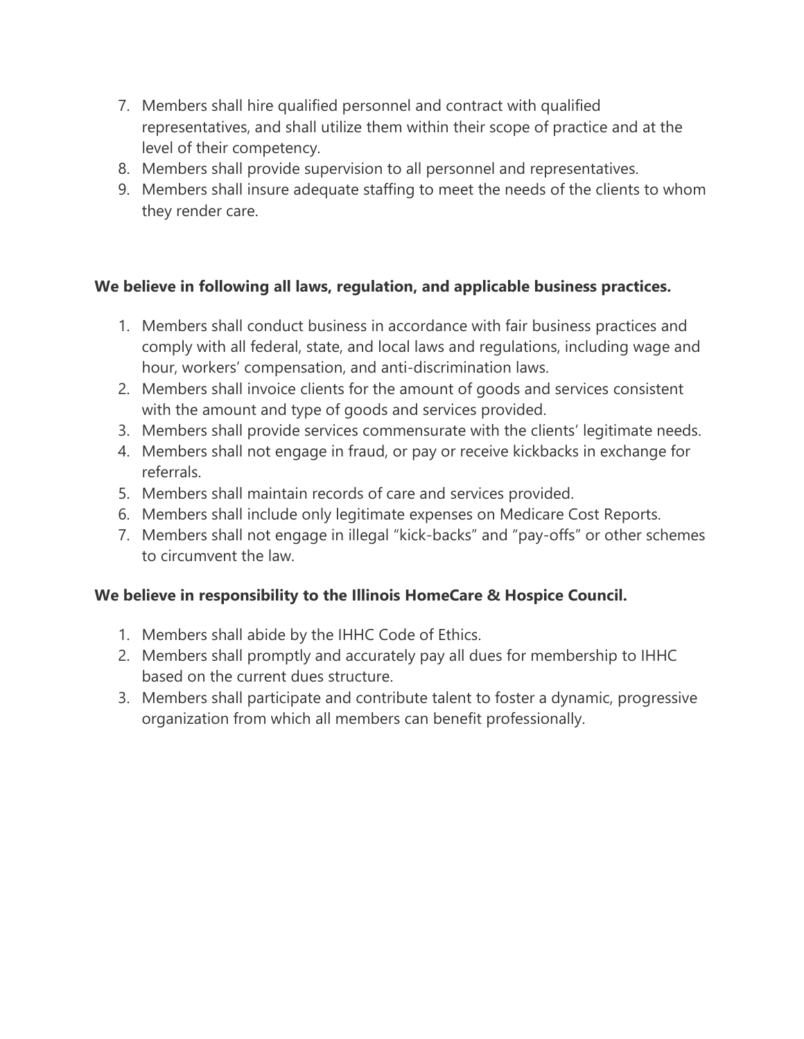7. Members shall hire qualified personnel and contract with qualified representatives, and shall utilize them within their scope of practice and at the level of their competency.
8. Members shall provide supervision to all personnel and representatives.
9. Members shall insure adequate staffing to meet the needs of the clients to whom they render care.

**We believe in following all laws, regulation, and applicable business practices.**

1. Members shall conduct business in accordance with fair business practices and comply with all federal, state, and local laws and regulations, including wage and hour, workers' compensation, and anti-discrimination laws.
2. Members shall invoice clients for the amount of goods and services consistent with the amount and type of goods and services provided.
3. Members shall provide services commensurate with the clients' legitimate needs.
4. Members shall not engage in fraud, or pay or receive kickbacks in exchange for referrals.
5. Members shall maintain records of care and services provided.
6. Members shall include only legitimate expenses on Medicare Cost Reports.
7. Members shall not engage in illegal "kick-backs" and "pay-offs" or other schemes to circumvent the law.

**We believe in responsibility to the Illinois HomeCare & Hospice Council.**

1. Members shall abide by the IHHC Code of Ethics.
2. Members shall promptly and accurately pay all dues for membership to IHHC based on the current dues structure.
3. Members shall participate and contribute talent to foster a dynamic, progressive organization from which all members can benefit professionally.